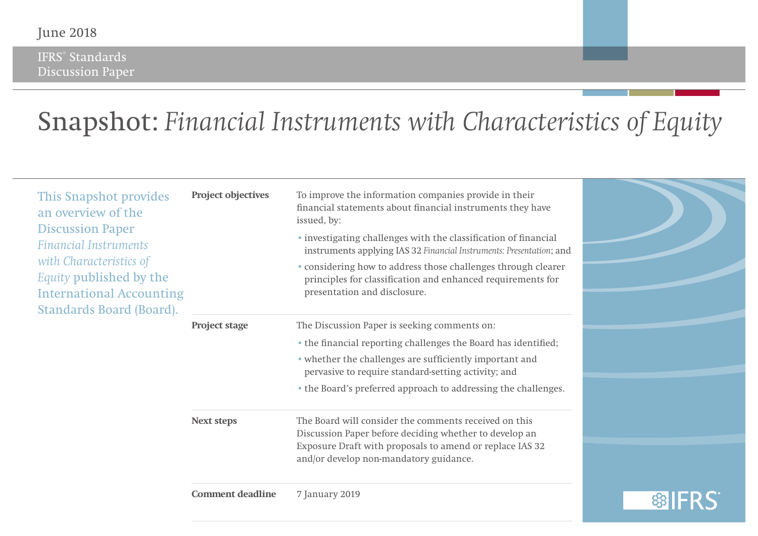June 2018

IFRS® Standards
Discussion Paper

# Snapshot: *Financial Instruments with Characteristics of Equity*

This Snapshot provides an overview of the Discussion Paper *Financial Instruments with Characteristics of Equity* published by the International Accounting Standards Board (Board).

| | |
|---|---|
| **Project objectives** | To improve the information companies provide in their financial statements about financial instruments they have issued, by:<br>• investigating challenges with the classification of financial instruments applying IAS 32 *Financial Instruments: Presentation*; and<br>• considering how to address those challenges through clearer principles for classification and enhanced requirements for presentation and disclosure. |
| **Project stage** | The Discussion Paper is seeking comments on:<br>• the financial reporting challenges the Board has identified;<br>• whether the challenges are sufficiently important and pervasive to require standard-setting activity; and<br>• the Board's preferred approach to addressing the challenges. |
| **Next steps** | The Board will consider the comments received on this Discussion Paper before deciding whether to develop an Exposure Draft with proposals to amend or replace IAS 32 and/or develop non-mandatory guidance. |
| **Comment deadline** | 7 January 2019 |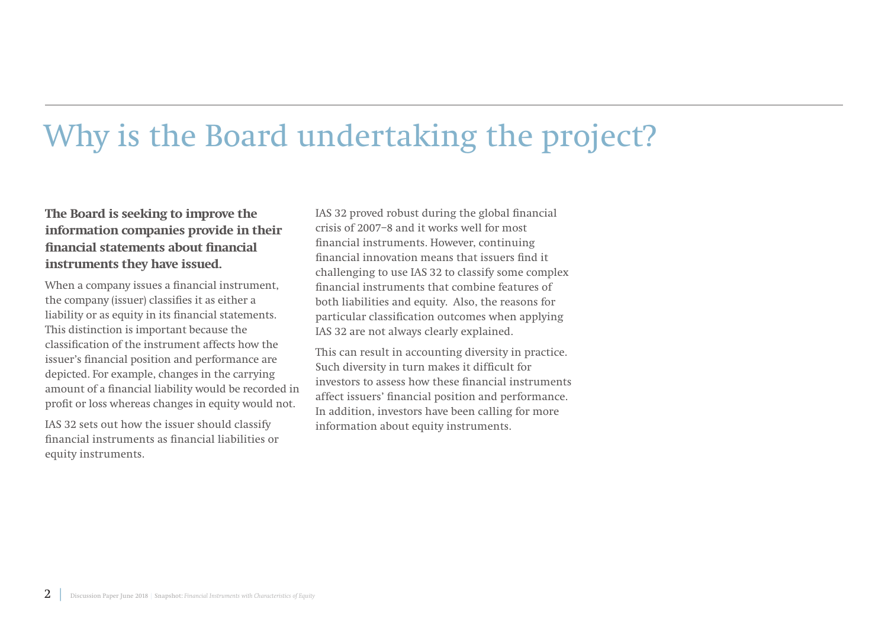# Why is the Board undertaking the project?

**The Board is seeking to improve the information companies provide in their financial statements about financial instruments they have issued.**

When a company issues a financial instrument, the company (issuer) classifies it as either a liability or as equity in its financial statements. This distinction is important because the classification of the instrument affects how the issuer's financial position and performance are depicted. For example, changes in the carrying amount of a financial liability would be recorded in profit or loss whereas changes in equity would not.

IAS 32 sets out how the issuer should classify financial instruments as financial liabilities or equity instruments.

IAS 32 proved robust during the global financial crisis of 2007–8 and it works well for most financial instruments. However, continuing financial innovation means that issuers find it challenging to use IAS 32 to classify some complex financial instruments that combine features of both liabilities and equity. Also, the reasons for particular classification outcomes when applying IAS 32 are not always clearly explained.

This can result in accounting diversity in practice. Such diversity in turn makes it difficult for investors to assess how these financial instruments affect issuers' financial position and performance. In addition, investors have been calling for more information about equity instruments.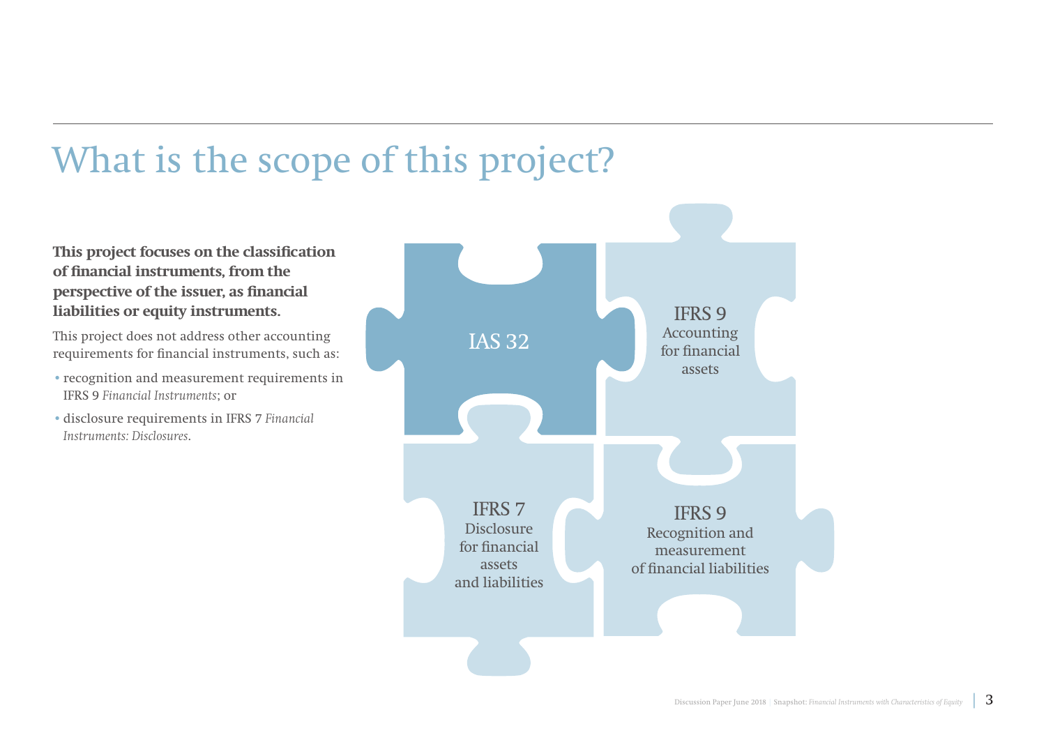# What is the scope of this project?

**This project focuses on the classification of financial instruments, from the perspective of the issuer, as financial liabilities or equity instruments.**

This project does not address other accounting requirements for financial instruments, such as:

- recognition and measurement requirements in IFRS 9 *Financial Instruments*; or
- disclosure requirements in IFRS 7 *Financial Instruments: Disclosures*.

IAS 32

IFRS 9
Accounting for financial assets

IFRS 7
Disclosure for financial assets and liabilities

IFRS 9
Recognition and measurement of financial liabilities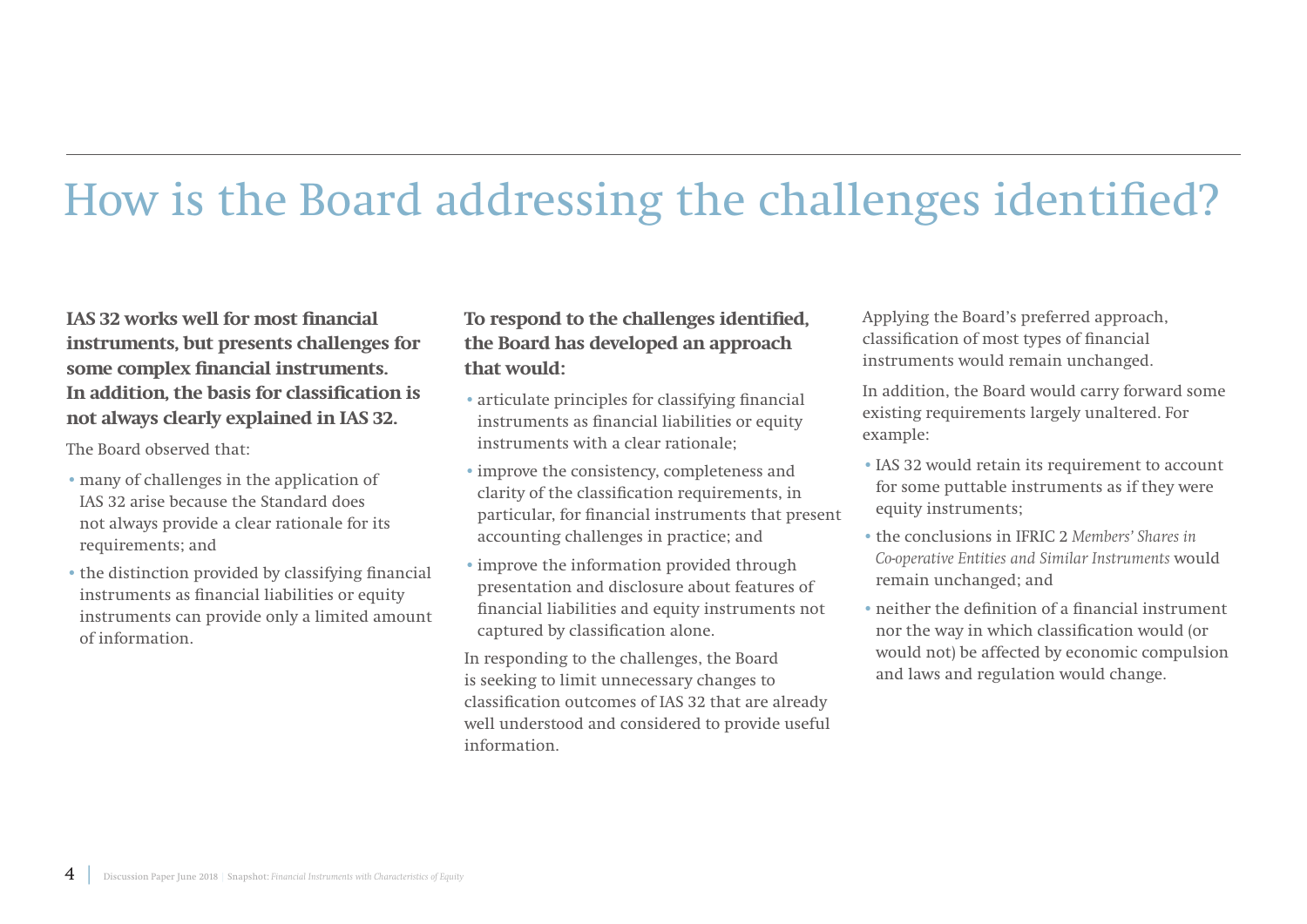# How is the Board addressing the challenges identified?

**IAS 32 works well for most financial instruments, but presents challenges for some complex financial instruments. In addition, the basis for classification is not always clearly explained in IAS 32.**

The Board observed that:

- many of challenges in the application of IAS 32 arise because the Standard does not always provide a clear rationale for its requirements; and
- the distinction provided by classifying financial instruments as financial liabilities or equity instruments can provide only a limited amount of information.

**To respond to the challenges identified, the Board has developed an approach that would:**

- articulate principles for classifying financial instruments as financial liabilities or equity instruments with a clear rationale;
- improve the consistency, completeness and clarity of the classification requirements, in particular, for financial instruments that present accounting challenges in practice; and
- improve the information provided through presentation and disclosure about features of financial liabilities and equity instruments not captured by classification alone.

In responding to the challenges, the Board is seeking to limit unnecessary changes to classification outcomes of IAS 32 that are already well understood and considered to provide useful information.

Applying the Board's preferred approach, classification of most types of financial instruments would remain unchanged.

In addition, the Board would carry forward some existing requirements largely unaltered. For example:

- IAS 32 would retain its requirement to account for some puttable instruments as if they were equity instruments;
- the conclusions in IFRIC 2 *Members' Shares in Co-operative Entities and Similar Instruments* would remain unchanged; and
- neither the definition of a financial instrument nor the way in which classification would (or would not) be affected by economic compulsion and laws and regulation would change.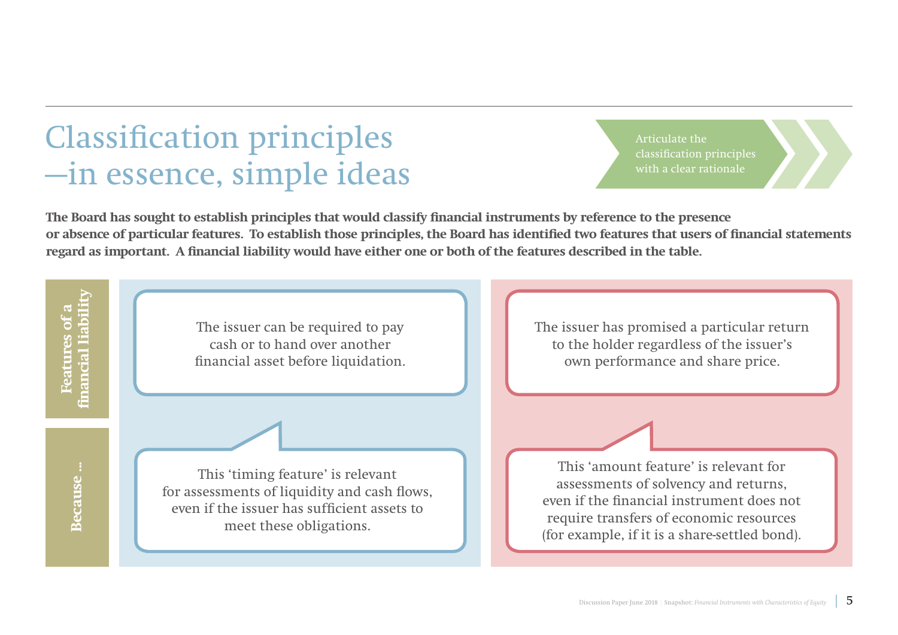# Classification principles —in essence, simple ideas

Articulate the classification principles with a clear rationale

**The Board has sought to establish principles that would classify financial instruments by reference to the presence or absence of particular features. To establish those principles, the Board has identified two features that users of financial statements regard as important. A financial liability would have either one or both of the features described in the table.**

| | | |
|---|---|---|
| **Features of a financial liability** | The issuer can be required to pay cash or to hand over another financial asset before liquidation. | The issuer has promised a particular return to the holder regardless of the issuer's own performance and share price. |
| **Because ...** | This 'timing feature' is relevant for assessments of liquidity and cash flows, even if the issuer has sufficient assets to meet these obligations. | This 'amount feature' is relevant for assessments of solvency and returns, even if the financial instrument does not require transfers of economic resources (for example, if it is a share-settled bond). |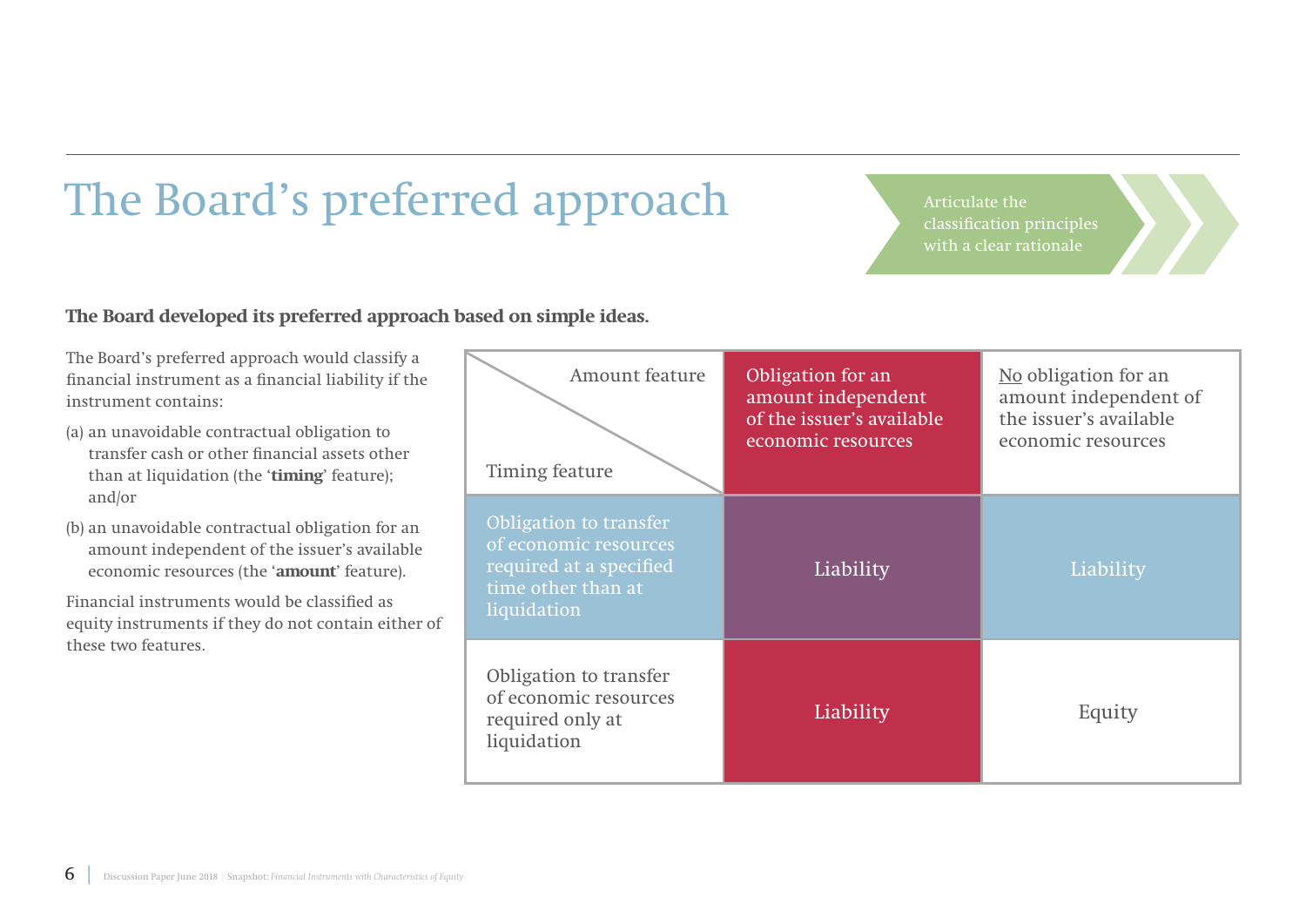# The Board's preferred approach

Articulate the classification principles with a clear rationale

**The Board developed its preferred approach based on simple ideas.**

The Board's preferred approach would classify a financial instrument as a financial liability if the instrument contains:

(a) an unavoidable contractual obligation to transfer cash or other financial assets other than at liquidation (the '**timing**' feature); and/or

(b) an unavoidable contractual obligation for an amount independent of the issuer's available economic resources (the '**amount**' feature).

Financial instruments would be classified as equity instruments if they do not contain either of these two features.

| Amount feature / Timing feature | Obligation for an amount independent of the issuer's available economic resources | No obligation for an amount independent of the issuer's available economic resources |
|---|---|---|
| Obligation to transfer of economic resources required at a specified time other than at liquidation | Liability | Liability |
| Obligation to transfer of economic resources required only at liquidation | Liability | Equity |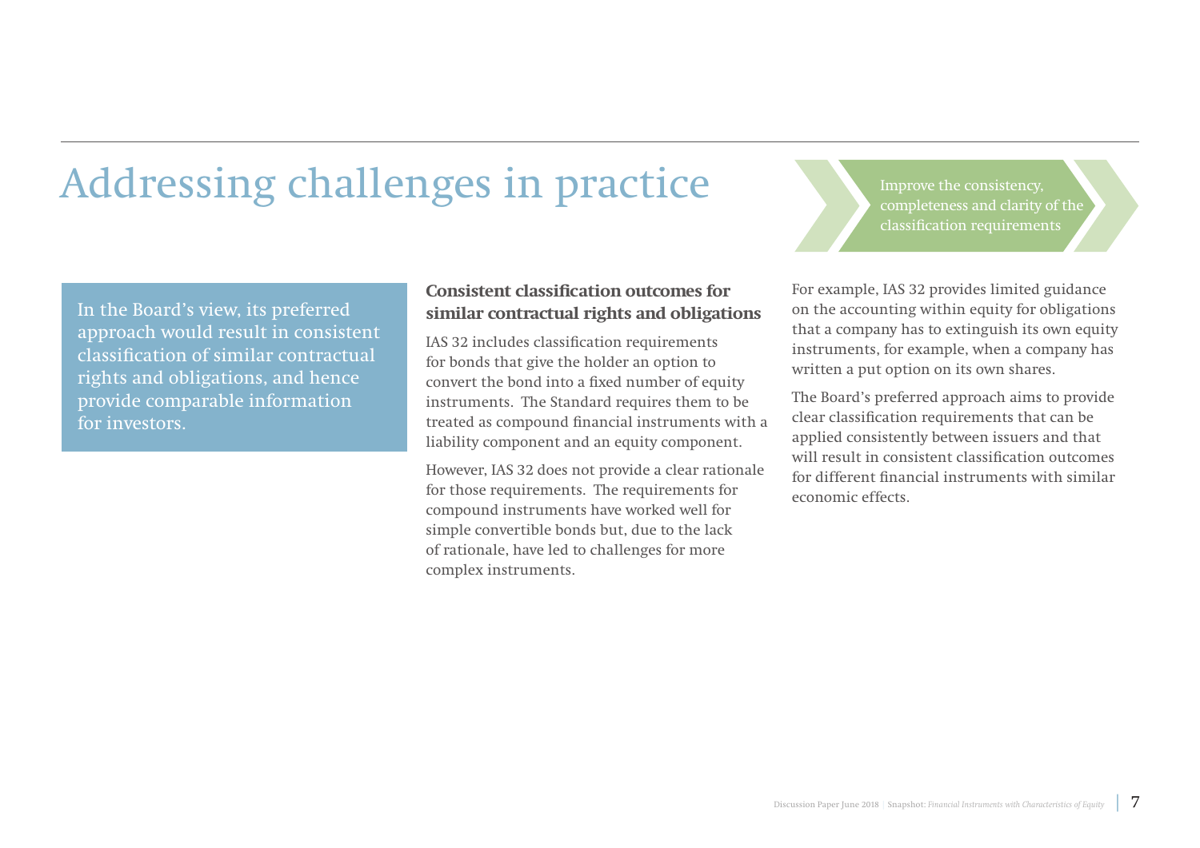# Addressing challenges in practice

Improve the consistency, completeness and clarity of the classification requirements

In the Board's view, its preferred approach would result in consistent classification of similar contractual rights and obligations, and hence provide comparable information for investors.

## Consistent classification outcomes for similar contractual rights and obligations

IAS 32 includes classification requirements for bonds that give the holder an option to convert the bond into a fixed number of equity instruments. The Standard requires them to be treated as compound financial instruments with a liability component and an equity component.

However, IAS 32 does not provide a clear rationale for those requirements. The requirements for compound instruments have worked well for simple convertible bonds but, due to the lack of rationale, have led to challenges for more complex instruments.

For example, IAS 32 provides limited guidance on the accounting within equity for obligations that a company has to extinguish its own equity instruments, for example, when a company has written a put option on its own shares.

The Board's preferred approach aims to provide clear classification requirements that can be applied consistently between issuers and that will result in consistent classification outcomes for different financial instruments with similar economic effects.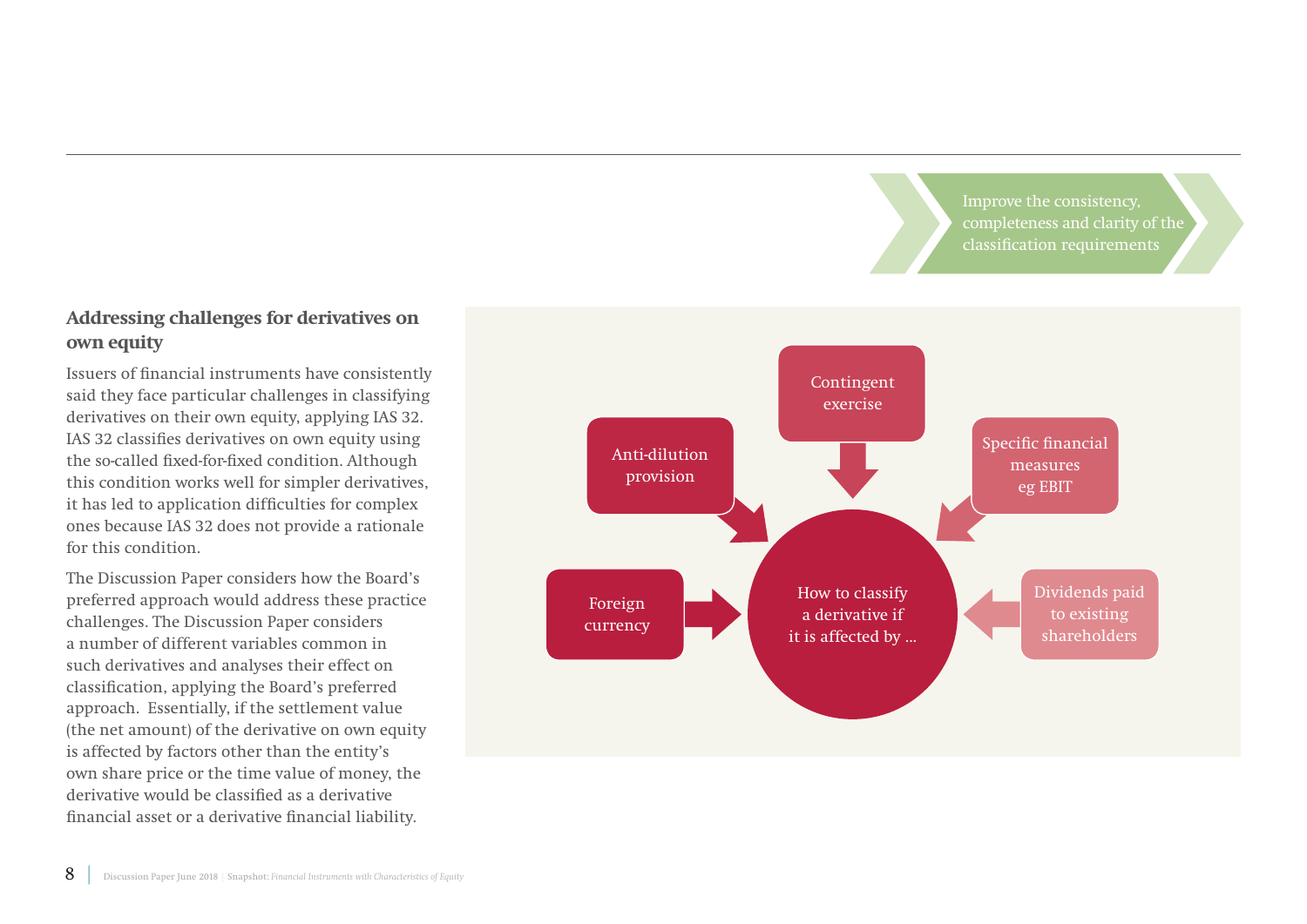Improve the consistency, completeness and clarity of the classification requirements

## Addressing challenges for derivatives on own equity

Issuers of financial instruments have consistently said they face particular challenges in classifying derivatives on their own equity, applying IAS 32. IAS 32 classifies derivatives on own equity using the so-called fixed-for-fixed condition. Although this condition works well for simpler derivatives, it has led to application difficulties for complex ones because IAS 32 does not provide a rationale for this condition.

The Discussion Paper considers how the Board's preferred approach would address these practice challenges. The Discussion Paper considers a number of different variables common in such derivatives and analyses their effect on classification, applying the Board's preferred approach. Essentially, if the settlement value (the net amount) of the derivative on own equity is affected by factors other than the entity's own share price or the time value of money, the derivative would be classified as a derivative financial asset or a derivative financial liability.

How to classify a derivative if it is affected by …

- Contingent exercise
- Anti-dilution provision
- Specific financial measures eg EBIT
- Foreign currency
- Dividends paid to existing shareholders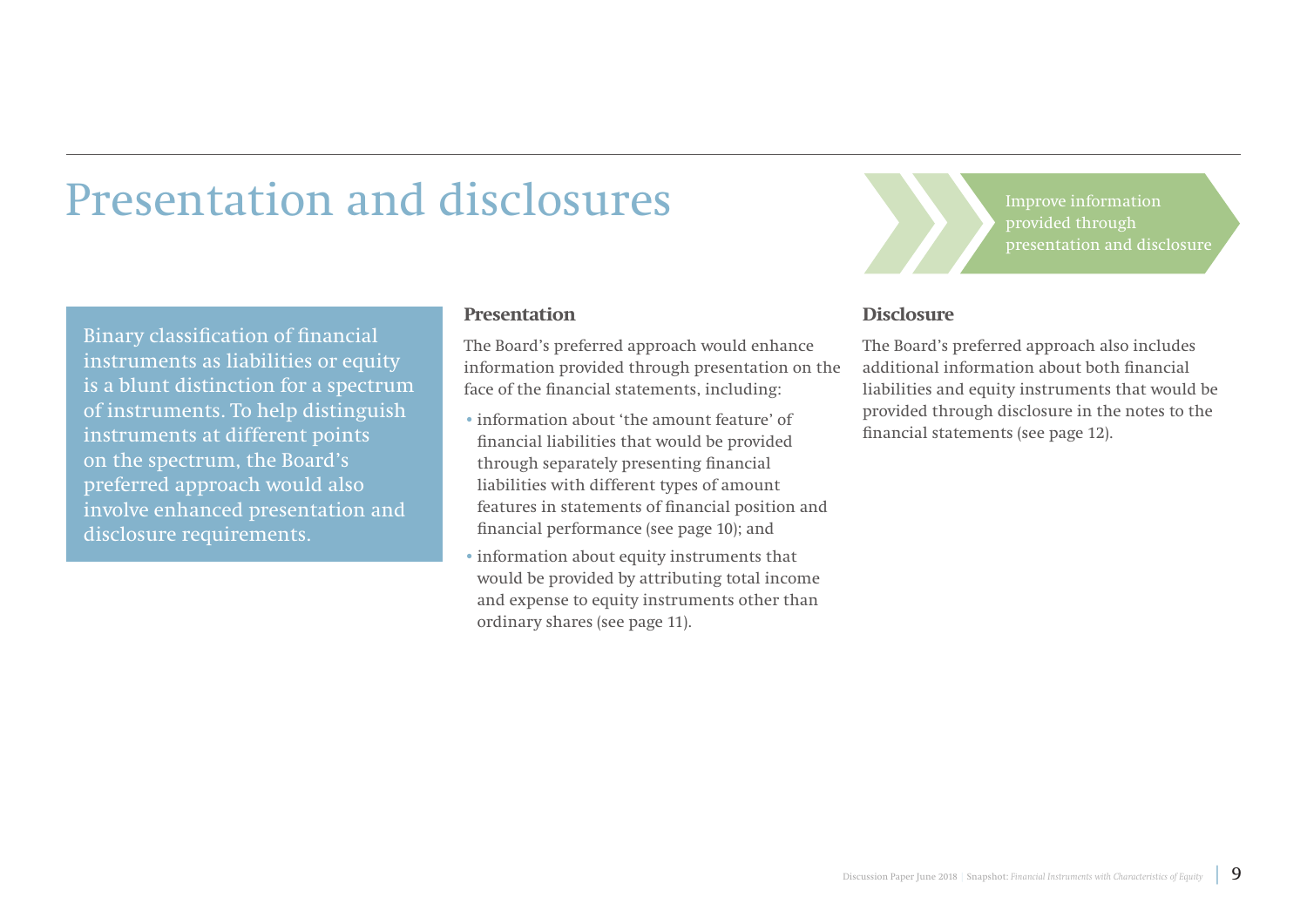# Presentation and disclosures

Improve information provided through presentation and disclosure

Binary classification of financial instruments as liabilities or equity is a blunt distinction for a spectrum of instruments. To help distinguish instruments at different points on the spectrum, the Board's preferred approach would also involve enhanced presentation and disclosure requirements.

### Presentation

The Board's preferred approach would enhance information provided through presentation on the face of the financial statements, including:

- information about 'the amount feature' of financial liabilities that would be provided through separately presenting financial liabilities with different types of amount features in statements of financial position and financial performance (see page 10); and
- information about equity instruments that would be provided by attributing total income and expense to equity instruments other than ordinary shares (see page 11).

### Disclosure

The Board's preferred approach also includes additional information about both financial liabilities and equity instruments that would be provided through disclosure in the notes to the financial statements (see page 12).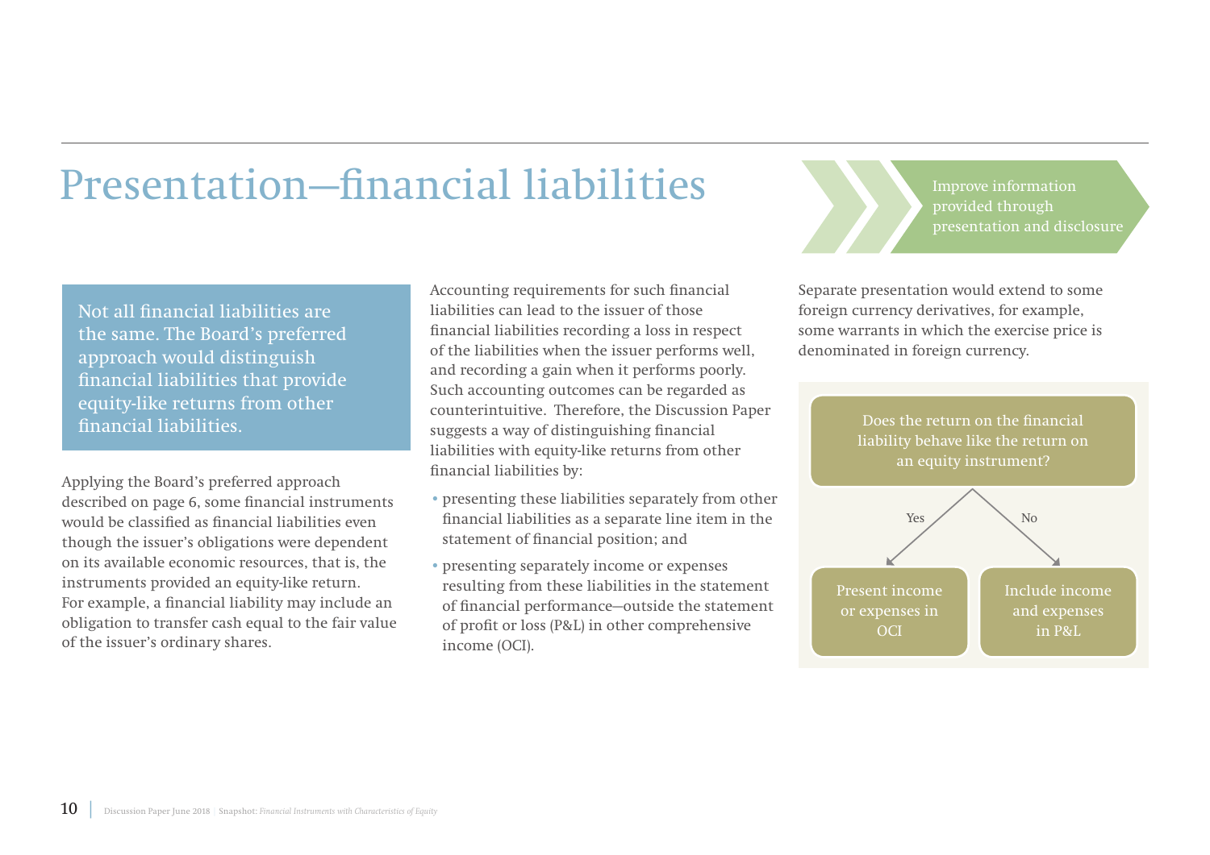# Presentation—financial liabilities

Improve information provided through presentation and disclosure

Not all financial liabilities are the same. The Board's preferred approach would distinguish financial liabilities that provide equity-like returns from other financial liabilities.

Applying the Board's preferred approach described on page 6, some financial instruments would be classified as financial liabilities even though the issuer's obligations were dependent on its available economic resources, that is, the instruments provided an equity-like return. For example, a financial liability may include an obligation to transfer cash equal to the fair value of the issuer's ordinary shares.

Accounting requirements for such financial liabilities can lead to the issuer of those financial liabilities recording a loss in respect of the liabilities when the issuer performs well, and recording a gain when it performs poorly. Such accounting outcomes can be regarded as counterintuitive. Therefore, the Discussion Paper suggests a way of distinguishing financial liabilities with equity-like returns from other financial liabilities by:

- presenting these liabilities separately from other financial liabilities as a separate line item in the statement of financial position; and
- presenting separately income or expenses resulting from these liabilities in the statement of financial performance—outside the statement of profit or loss (P&L) in other comprehensive income (OCI).

Separate presentation would extend to some foreign currency derivatives, for example, some warrants in which the exercise price is denominated in foreign currency.

Does the return on the financial liability behave like the return on an equity instrument?

- Yes → Present income or expenses in OCI
- No → Include income and expenses in P&L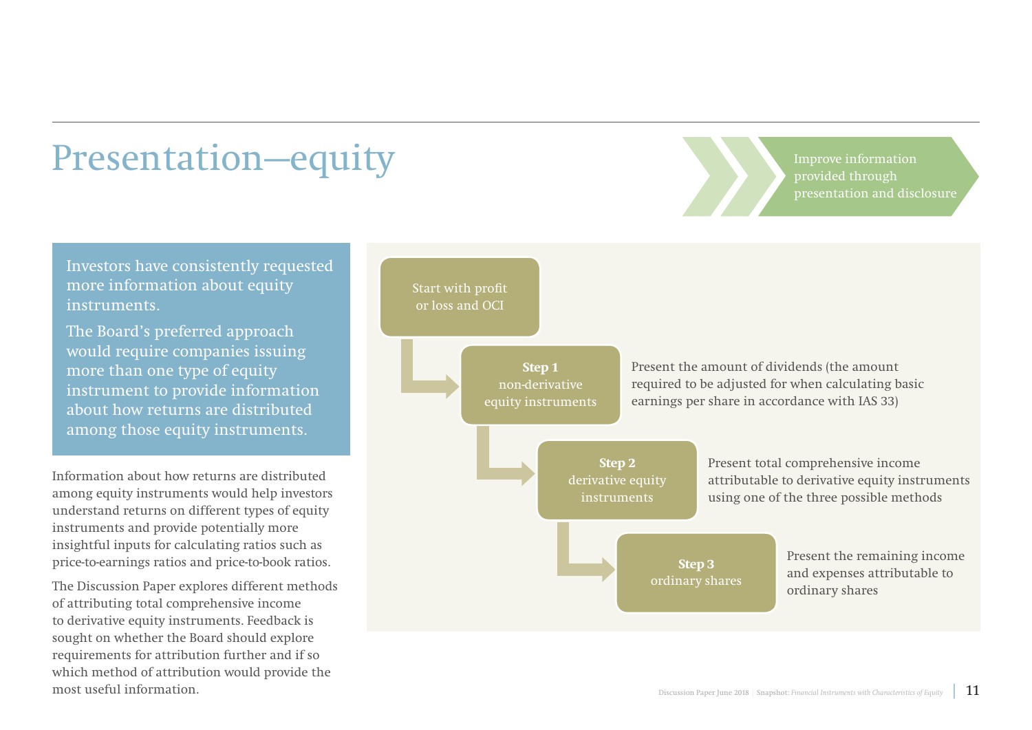# Presentation—equity

Improve information provided through presentation and disclosure

**Investors have consistently requested more information about equity instruments.**

**The Board's preferred approach would require companies issuing more than one type of equity instrument to provide information about how returns are distributed among those equity instruments.**

Information about how returns are distributed among equity instruments would help investors understand returns on different types of equity instruments and provide potentially more insightful inputs for calculating ratios such as price-to-earnings ratios and price-to-book ratios.

The Discussion Paper explores different methods of attributing total comprehensive income to derivative equity instruments. Feedback is sought on whether the Board should explore requirements for attribution further and if so which method of attribution would provide the most useful information.

Start with profit or loss and OCI

- **Step 1** non-derivative equity instruments — Present the amount of dividends (the amount required to be adjusted for when calculating basic earnings per share in accordance with IAS 33)
- **Step 2** derivative equity instruments — Present total comprehensive income attributable to derivative equity instruments using one of the three possible methods
- **Step 3** ordinary shares — Present the remaining income and expenses attributable to ordinary shares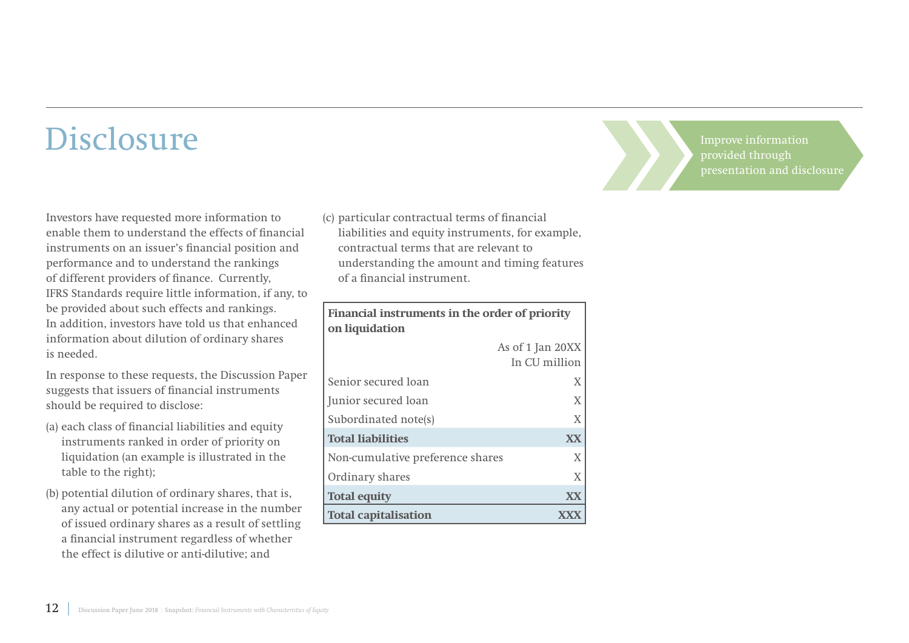# Disclosure

Improve information provided through presentation and disclosure

Investors have requested more information to enable them to understand the effects of financial instruments on an issuer's financial position and performance and to understand the rankings of different providers of finance. Currently, IFRS Standards require little information, if any, to be provided about such effects and rankings. In addition, investors have told us that enhanced information about dilution of ordinary shares is needed.

In response to these requests, the Discussion Paper suggests that issuers of financial instruments should be required to disclose:

(a) each class of financial liabilities and equity instruments ranked in order of priority on liquidation (an example is illustrated in the table to the right);

(b) potential dilution of ordinary shares, that is, any actual or potential increase in the number of issued ordinary shares as a result of settling a financial instrument regardless of whether the effect is dilutive or anti-dilutive; and

(c) particular contractual terms of financial liabilities and equity instruments, for example, contractual terms that are relevant to understanding the amount and timing features of a financial instrument.

**Financial instruments in the order of priority on liquidation**

| | As of 1 Jan 20XX<br>In CU million |
|---|---|
| Senior secured loan | X |
| Junior secured loan | X |
| Subordinated note(s) | X |
| **Total liabilities** | **XX** |
| Non-cumulative preference shares | X |
| Ordinary shares | X |
| **Total equity** | **XX** |
| **Total capitalisation** | **XXX** |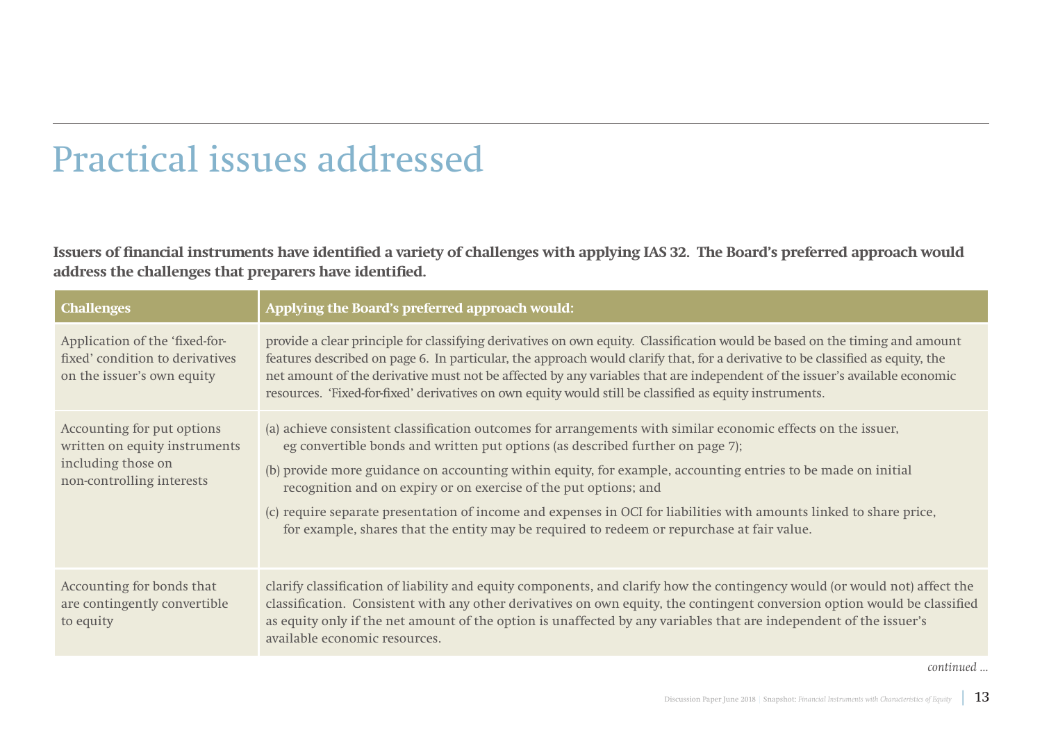# Practical issues addressed

**Issuers of financial instruments have identified a variety of challenges with applying IAS 32. The Board's preferred approach would address the challenges that preparers have identified.**

| Challenges | Applying the Board's preferred approach would: |
| --- | --- |
| Application of the 'fixed-for-fixed' condition to derivatives on the issuer's own equity | provide a clear principle for classifying derivatives on own equity. Classification would be based on the timing and amount features described on page 6. In particular, the approach would clarify that, for a derivative to be classified as equity, the net amount of the derivative must not be affected by any variables that are independent of the issuer's available economic resources. 'Fixed-for-fixed' derivatives on own equity would still be classified as equity instruments. |
| Accounting for put options written on equity instruments including those on non-controlling interests | (a) achieve consistent classification outcomes for arrangements with similar economic effects on the issuer, eg convertible bonds and written put options (as described further on page 7);<br>(b) provide more guidance on accounting within equity, for example, accounting entries to be made on initial recognition and on expiry or on exercise of the put options; and<br>(c) require separate presentation of income and expenses in OCI for liabilities with amounts linked to share price, for example, shares that the entity may be required to redeem or repurchase at fair value. |
| Accounting for bonds that are contingently convertible to equity | clarify classification of liability and equity components, and clarify how the contingency would (or would not) affect the classification. Consistent with any other derivatives on own equity, the contingent conversion option would be classified as equity only if the net amount of the option is unaffected by any variables that are independent of the issuer's available economic resources. |

*continued ...*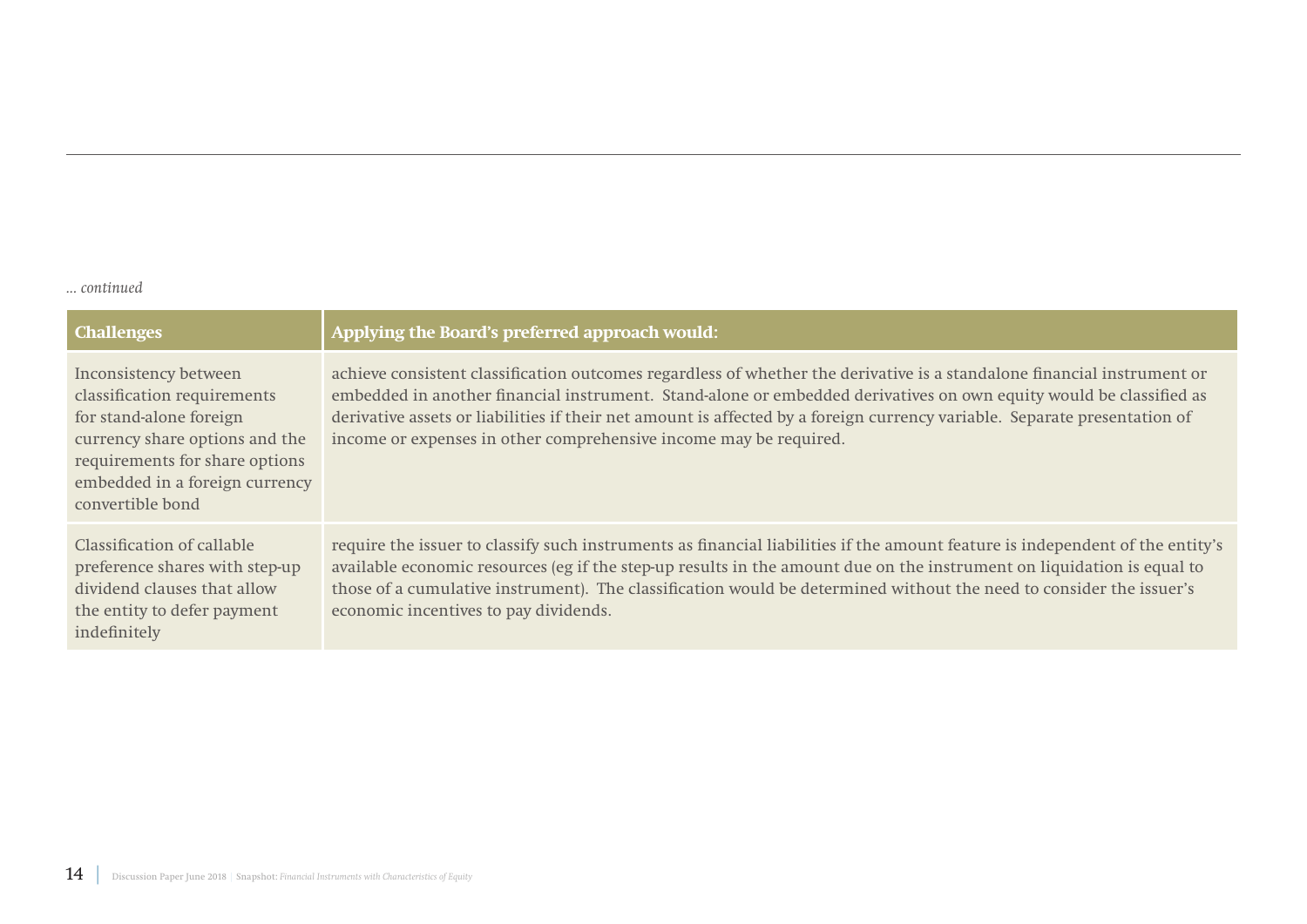*... continued*

| Challenges | Applying the Board's preferred approach would: |
|---|---|
| Inconsistency between classification requirements for stand-alone foreign currency share options and the requirements for share options embedded in a foreign currency convertible bond | achieve consistent classification outcomes regardless of whether the derivative is a standalone financial instrument or embedded in another financial instrument. Stand-alone or embedded derivatives on own equity would be classified as derivative assets or liabilities if their net amount is affected by a foreign currency variable. Separate presentation of income or expenses in other comprehensive income may be required. |
| Classification of callable preference shares with step-up dividend clauses that allow the entity to defer payment indefinitely | require the issuer to classify such instruments as financial liabilities if the amount feature is independent of the entity's available economic resources (eg if the step-up results in the amount due on the instrument on liquidation is equal to those of a cumulative instrument). The classification would be determined without the need to consider the issuer's economic incentives to pay dividends. |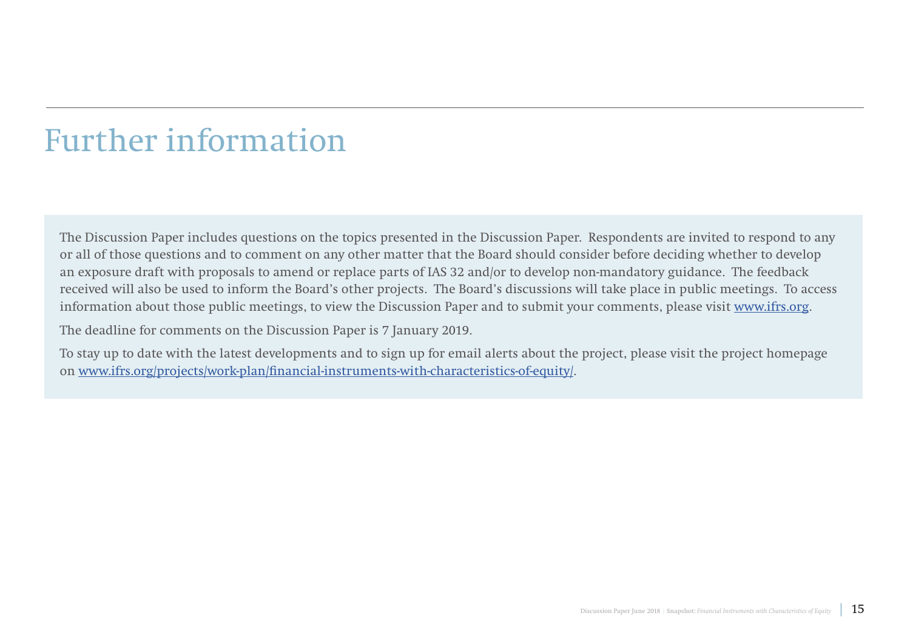# Further information

The Discussion Paper includes questions on the topics presented in the Discussion Paper. Respondents are invited to respond to any or all of those questions and to comment on any other matter that the Board should consider before deciding whether to develop an exposure draft with proposals to amend or replace parts of IAS 32 and/or to develop non-mandatory guidance. The feedback received will also be used to inform the Board's other projects. The Board's discussions will take place in public meetings. To access information about those public meetings, to view the Discussion Paper and to submit your comments, please visit www.ifrs.org.

The deadline for comments on the Discussion Paper is 7 January 2019.

To stay up to date with the latest developments and to sign up for email alerts about the project, please visit the project homepage on www.ifrs.org/projects/work-plan/financial-instruments-with-characteristics-of-equity/.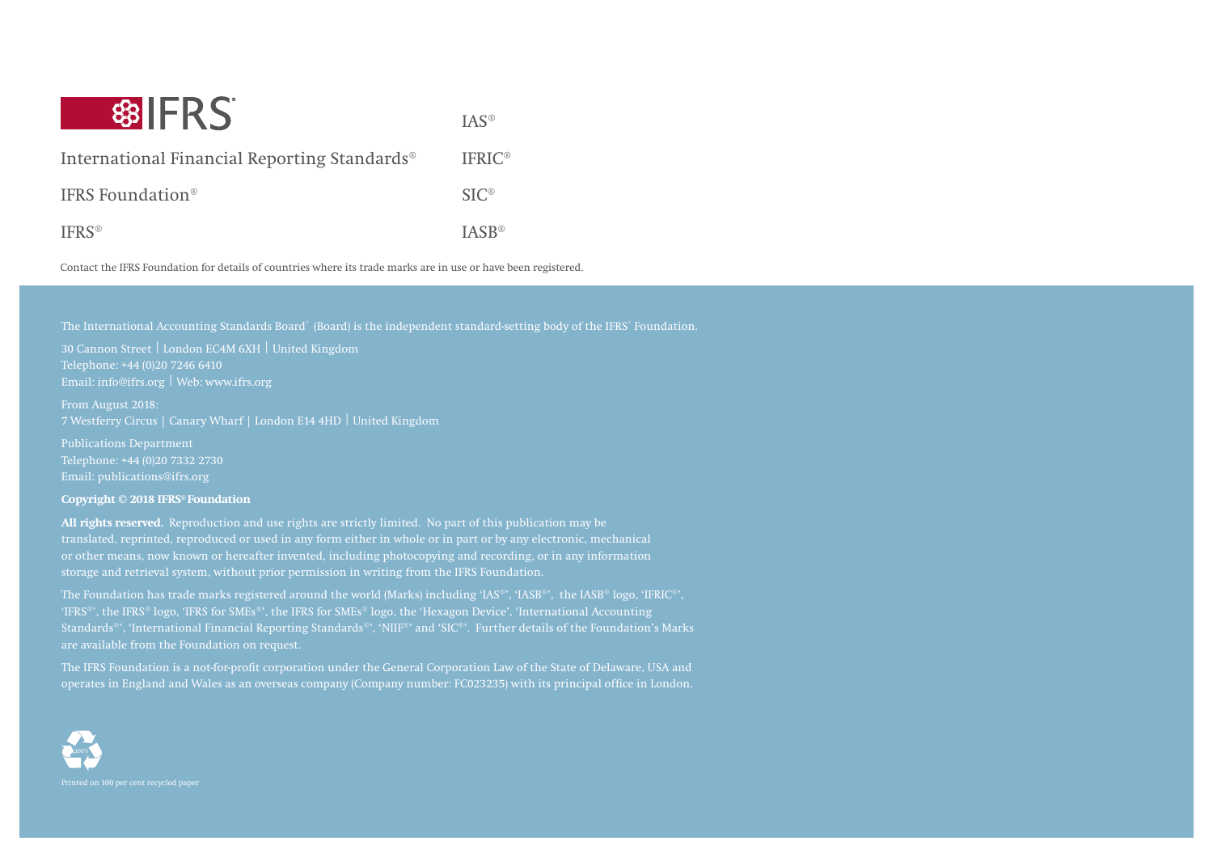IFRS

International Financial Reporting Standards®

IFRS Foundation®

IFRS®

IAS®

IFRIC®

SIC®

IASB®

Contact the IFRS Foundation for details of countries where its trade marks are in use or have been registered.

The International Accounting Standards Board® (Board) is the independent standard-setting body of the IFRS® Foundation.

30 Cannon Street | London EC4M 6XH | United Kingdom
Telephone: +44 (0)20 7246 6410
Email: info@ifrs.org | Web: www.ifrs.org

From August 2018:
7 Westferry Circus | Canary Wharf | London E14 4HD | United Kingdom

Publications Department
Telephone: +44 (0)20 7332 2730
Email: publications@ifrs.org

**Copyright © 2018 IFRS® Foundation**

**All rights reserved.** Reproduction and use rights are strictly limited. No part of this publication may be translated, reprinted, reproduced or used in any form either in whole or in part or by any electronic, mechanical or other means, now known or hereafter invented, including photocopying and recording, or in any information storage and retrieval system, without prior permission in writing from the IFRS Foundation.

The Foundation has trade marks registered around the world (Marks) including 'IAS®', 'IASB®', the IASB® logo, 'IFRIC®', 'IFRS®', the IFRS® logo, 'IFRS for SMEs®', the IFRS for SMEs® logo, the 'Hexagon Device', 'International Accounting Standards®', 'International Financial Reporting Standards®', 'NIIF®' and 'SIC®'. Further details of the Foundation's Marks are available from the Foundation on request.

The IFRS Foundation is a not-for-profit corporation under the General Corporation Law of the State of Delaware, USA and operates in England and Wales as an overseas company (Company number: FC023235) with its principal office in London.

Printed on 100 per cent recycled paper